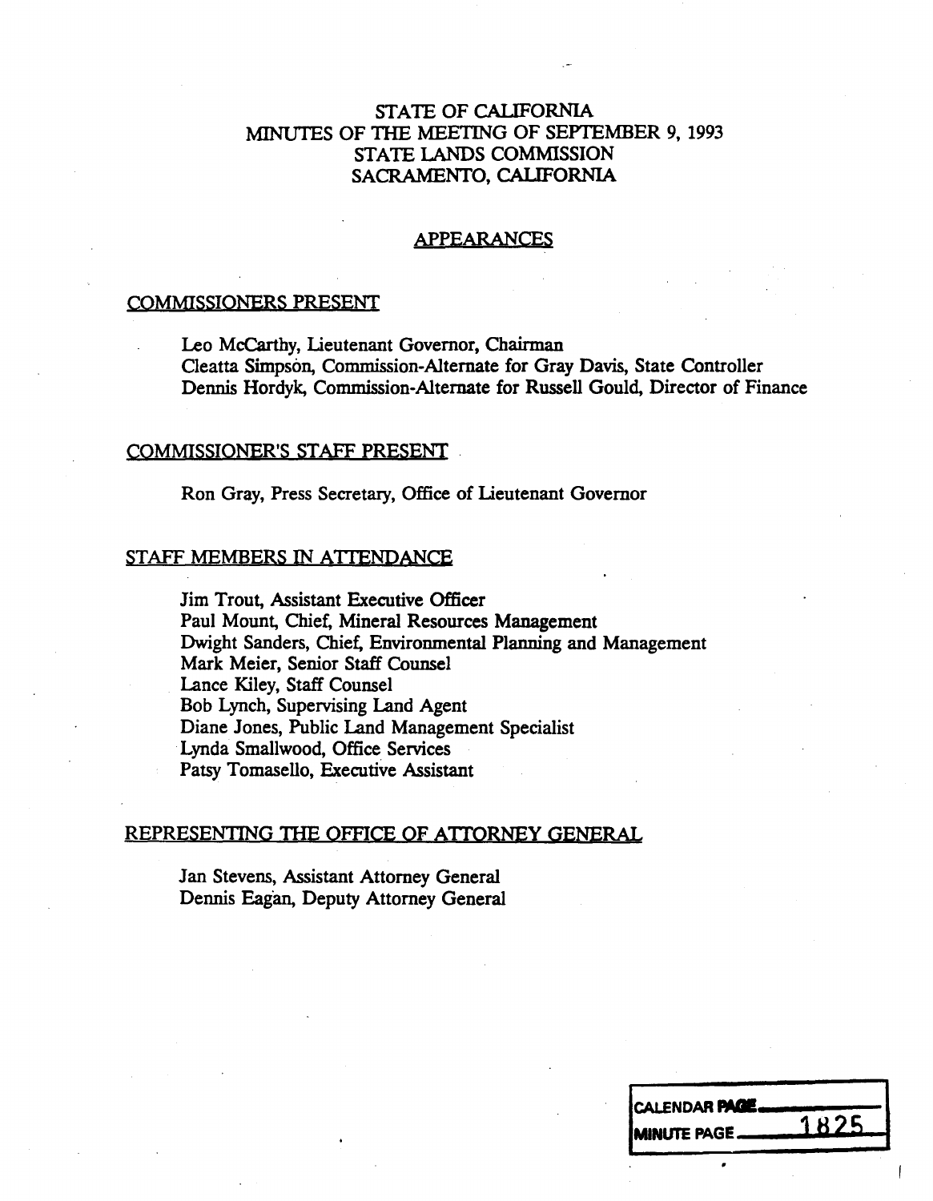# STATE OF CALIFORNIA
# MINUTES OF THE MEETING OF SEPTEMBER 9, 1993
# STATE LANDS COMMISSION
# SACRAMENTO, CALIFORNIA

## APPEARANCES

### COMMISSIONERS PRESENT

Leo McCarthy, Lieutenant Governor, Chairman
Cleatta Simpson, Commission-Alternate for Gray Davis, State Controller
Dennis Hordyk, Commission-Alternate for Russell Gould, Director of Finance

### COMMISSIONER'S STAFF PRESENT

Ron Gray, Press Secretary, Office of Lieutenant Governor

### STAFF MEMBERS IN ATTENDANCE

Jim Trout, Assistant Executive Officer
Paul Mount, Chief, Mineral Resources Management
Dwight Sanders, Chief, Environmental Planning and Management
Mark Meier, Senior Staff Counsel
Lance Kiley, Staff Counsel
Bob Lynch, Supervising Land Agent
Diane Jones, Public Land Management Specialist
Lynda Smallwood, Office Services
Patsy Tomasello, Executive Assistant

### REPRESENTING THE OFFICE OF ATTORNEY GENERAL

Jan Stevens, Assistant Attorney General
Dennis Eagan, Deputy Attorney General

CALENDAR PAGE ______
MINUTE PAGE 1825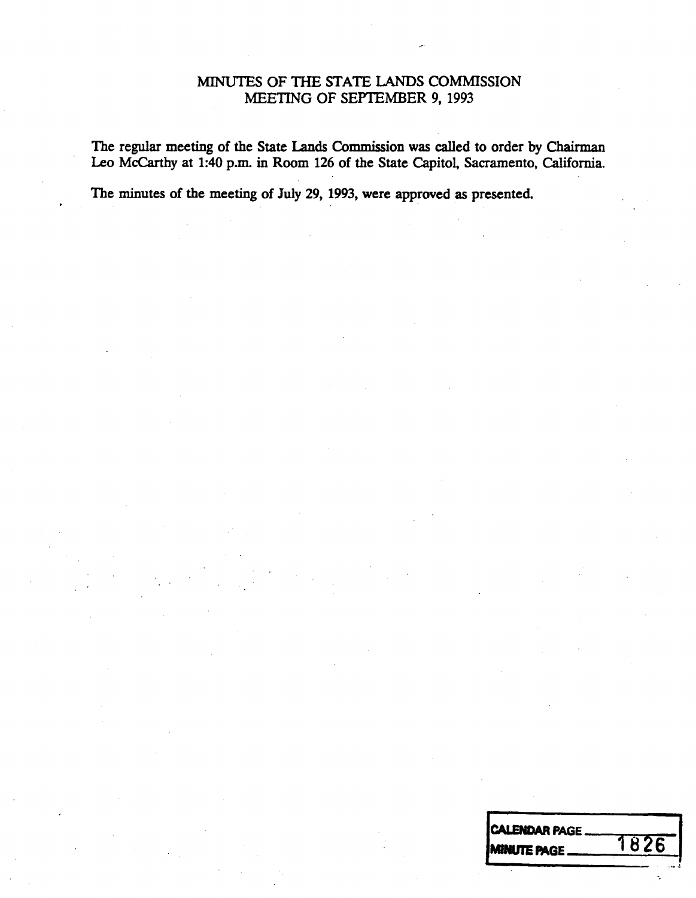# MINUTES OF THE STATE LANDS COMMISSION
## MEETING OF SEPTEMBER 9, 1993

The regular meeting of the State Lands Commission was called to order by Chairman Leo McCarthy at 1:40 p.m. in Room 126 of the State Capitol, Sacramento, California.

The minutes of the meeting of July 29, 1993, were approved as presented.

| | |
|---|---|
| CALENDAR PAGE | |
| MINUTE PAGE | 1826 |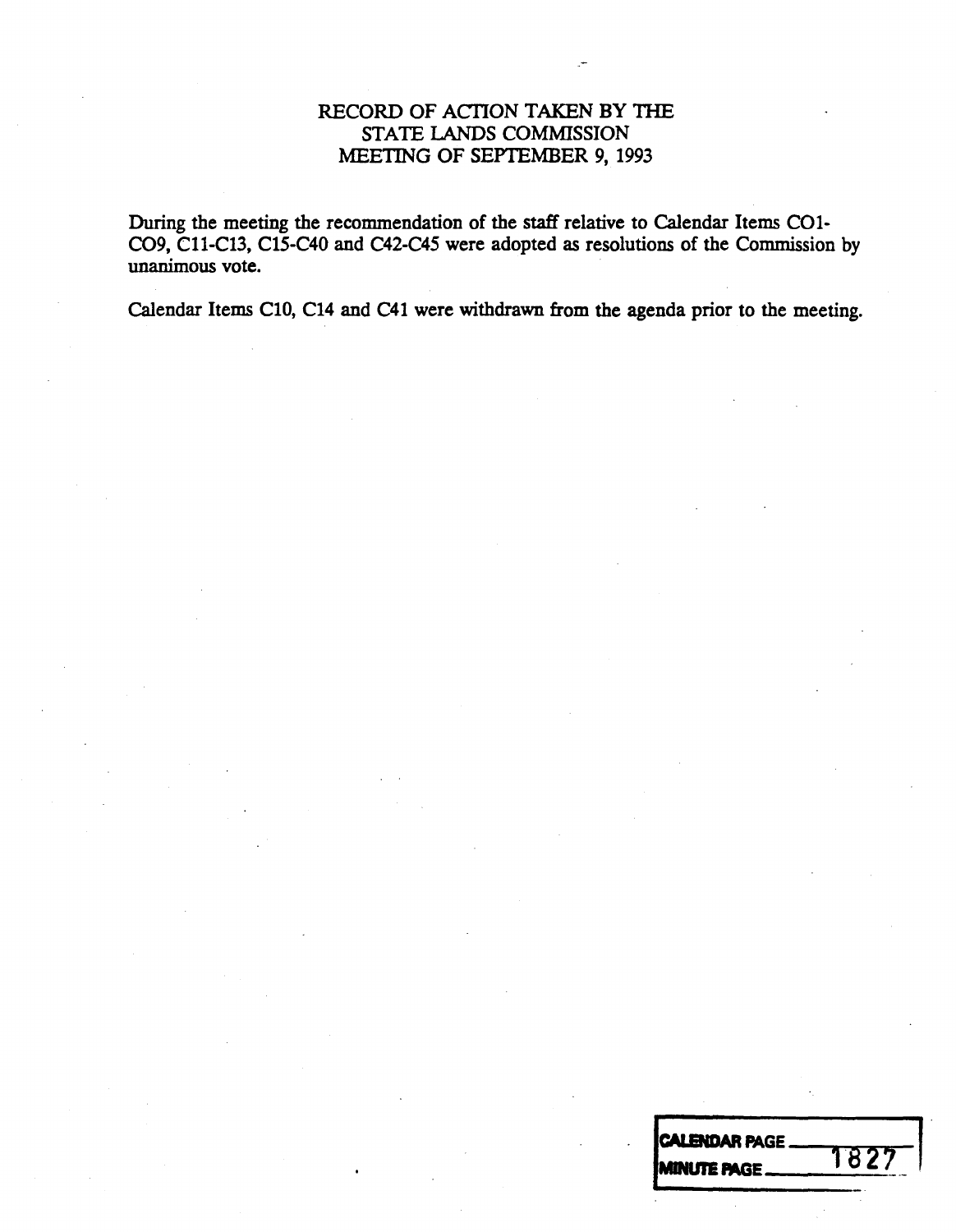# RECORD OF ACTION TAKEN BY THE STATE LANDS COMMISSION MEETING OF SEPTEMBER 9, 1993

During the meeting the recommendation of the staff relative to Calendar Items CO1-CO9, C11-C13, C15-C40 and C42-C45 were adopted as resolutions of the Commission by unanimous vote.

Calendar Items C10, C14 and C41 were withdrawn from the agenda prior to the meeting.

CALENDAR PAGE ______

MINUTE PAGE 1827